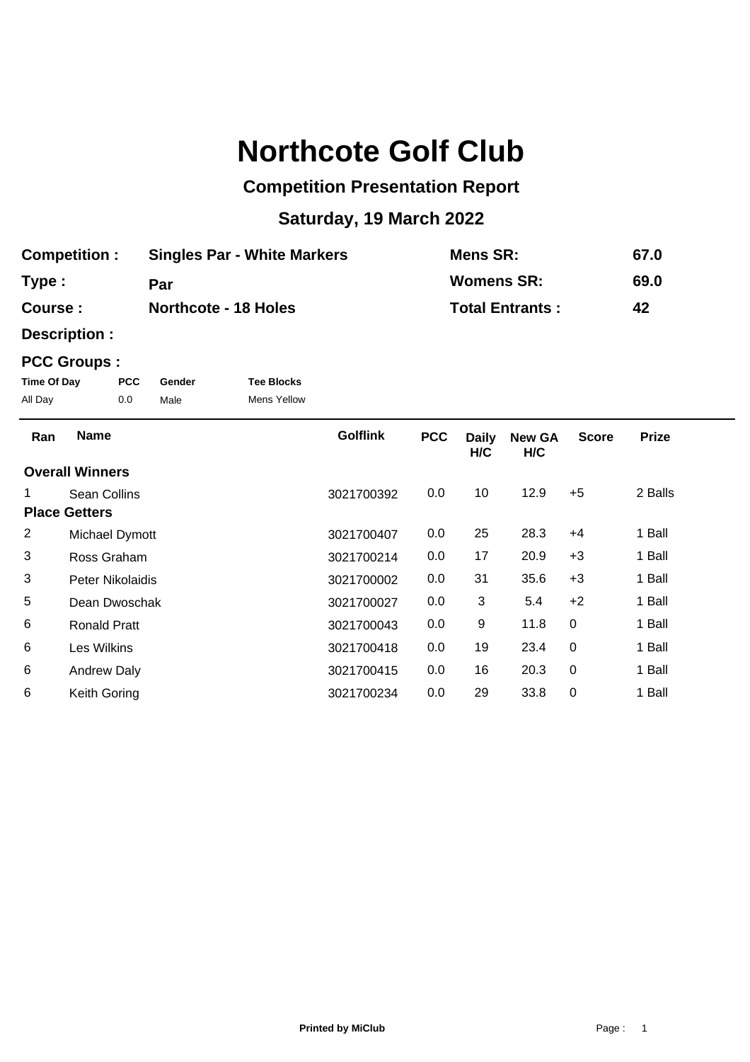# Northcote Golf Club

## Competition Presentation Report

## Saturday, 19 March 2022

| | | | |
|---|---|---|---|
| **Competition :** | **Singles Par - White Markers** | **Mens SR:** | **67.0** |
| **Type :** | **Par** | **Womens SR:** | **69.0** |
| **Course :** | **Northcote - 18 Holes** | **Total Entrants :** | **42** |
| **Description :** | | | |

**PCC Groups :**

| Time Of Day | PCC | Gender | Tee Blocks |
|---|---|---|---|
| All Day | 0.0 | Male | Mens Yellow |

| Ran | Name | Golflink | PCC | Daily H/C | New GA H/C | Score | Prize |
|---|---|---|---|---|---|---|---|
| **Overall Winners** | | | | | | | |
| 1 | Sean Collins | 3021700392 | 0.0 | 10 | 12.9 | +5 | 2 Balls |
| **Place Getters** | | | | | | | |
| 2 | Michael Dymott | 3021700407 | 0.0 | 25 | 28.3 | +4 | 1 Ball |
| 3 | Ross Graham | 3021700214 | 0.0 | 17 | 20.9 | +3 | 1 Ball |
| 3 | Peter Nikolaidis | 3021700002 | 0.0 | 31 | 35.6 | +3 | 1 Ball |
| 5 | Dean Dwoschak | 3021700027 | 0.0 | 3 | 5.4 | +2 | 1 Ball |
| 6 | Ronald Pratt | 3021700043 | 0.0 | 9 | 11.8 | 0 | 1 Ball |
| 6 | Les Wilkins | 3021700418 | 0.0 | 19 | 23.4 | 0 | 1 Ball |
| 6 | Andrew Daly | 3021700415 | 0.0 | 16 | 20.3 | 0 | 1 Ball |
| 6 | Keith Goring | 3021700234 | 0.0 | 29 | 33.8 | 0 | 1 Ball |

**Printed by MiClub**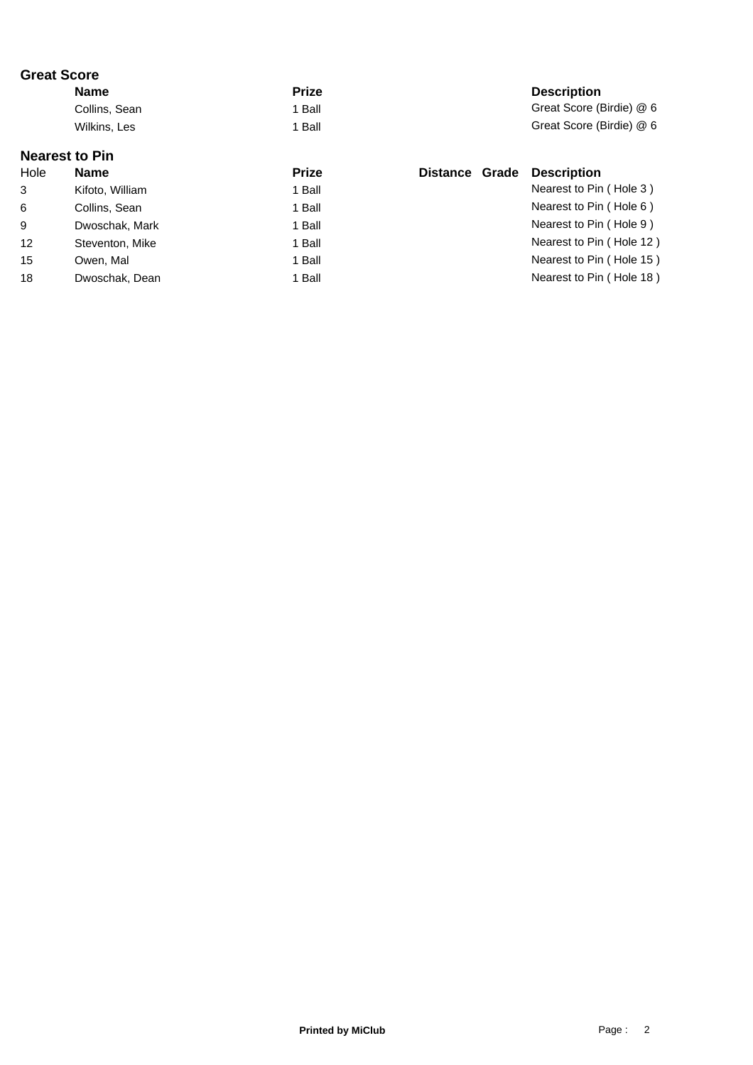## Great Score

| Name | Prize | Description |
| --- | --- | --- |
| Collins, Sean | 1 Ball | Great Score (Birdie) @ 6 |
| Wilkins, Les | 1 Ball | Great Score (Birdie) @ 6 |

## Nearest to Pin

| Hole | Name | Prize | Distance | Grade | Description |
| --- | --- | --- | --- | --- | --- |
| 3 | Kifoto, William | 1 Ball | | | Nearest to Pin ( Hole 3 ) |
| 6 | Collins, Sean | 1 Ball | | | Nearest to Pin ( Hole 6 ) |
| 9 | Dwoschak, Mark | 1 Ball | | | Nearest to Pin ( Hole 9 ) |
| 12 | Steventon, Mike | 1 Ball | | | Nearest to Pin ( Hole 12 ) |
| 15 | Owen, Mal | 1 Ball | | | Nearest to Pin ( Hole 15 ) |
| 18 | Dwoschak, Dean | 1 Ball | | | Nearest to Pin ( Hole 18 ) |

**Printed by MiClub**